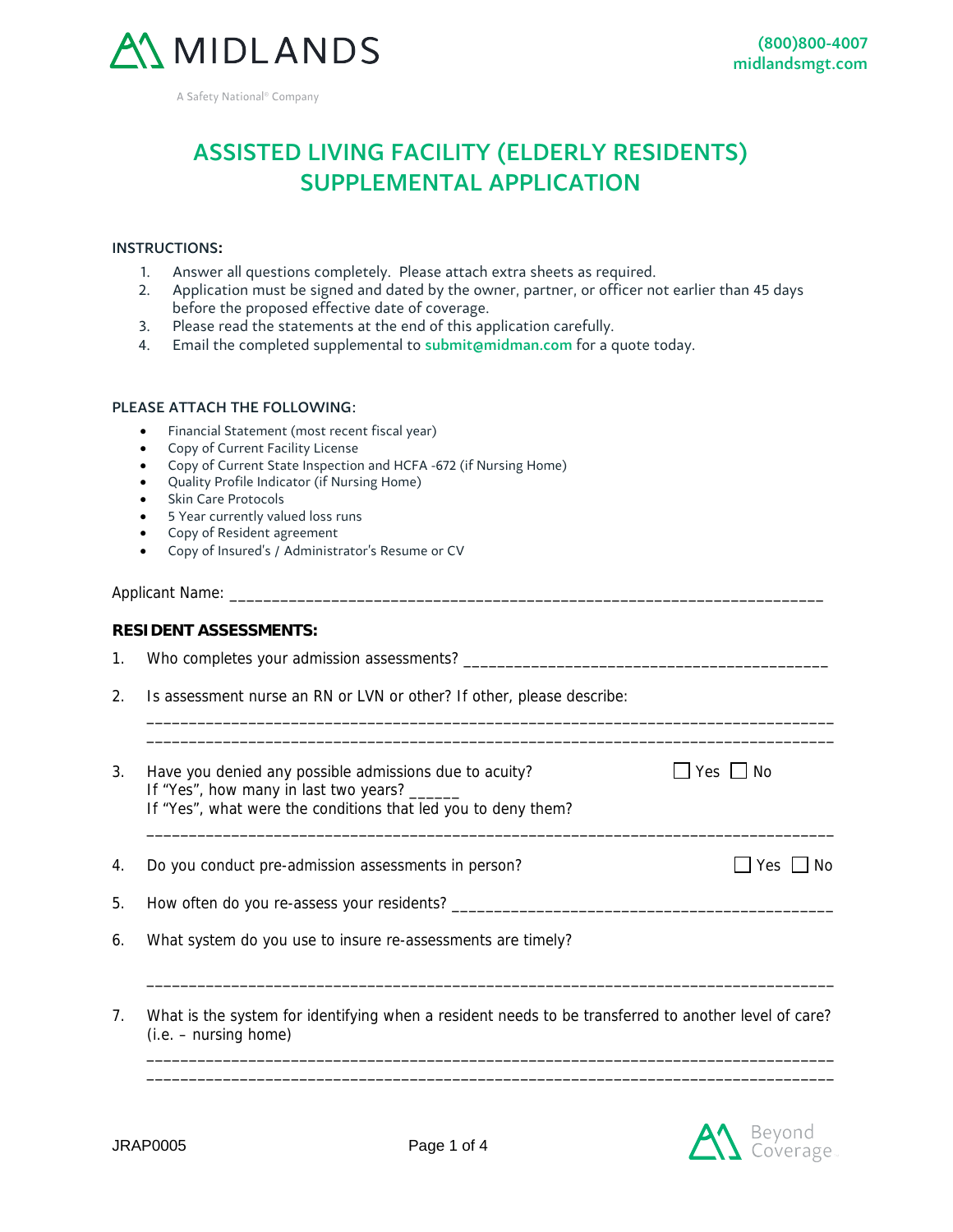MIDLANDS

A Safety National® Company

(800)800-4007
midlandsmgt.com

# ASSISTED LIVING FACILITY (ELDERLY RESIDENTS) SUPPLEMENTAL APPLICATION

**INSTRUCTIONS:**

1. Answer all questions completely. Please attach extra sheets as required.
2. Application must be signed and dated by the owner, partner, or officer not earlier than 45 days before the proposed effective date of coverage.
3. Please read the statements at the end of this application carefully.
4. Email the completed supplemental to submit@midman.com for a quote today.

**PLEASE ATTACH THE FOLLOWING:**

- Financial Statement (most recent fiscal year)
- Copy of Current Facility License
- Copy of Current State Inspection and HCFA -672 (if Nursing Home)
- Quality Profile Indicator (if Nursing Home)
- Skin Care Protocols
- 5 Year currently valued loss runs
- Copy of Resident agreement
- Copy of Insured's / Administrator's Resume or CV

Applicant Name: ______________________________________________________________________

**RESIDENT ASSESSMENTS:**

1. Who completes your admission assessments? ___________________________________________

2. Is assessment nurse an RN or LVN or other? If other, please describe:

   ________________________________________________________________________________
   ________________________________________________________________________________

3. Have you denied any possible admissions due to acuity? ☐ Yes ☐ No
   If "Yes", how many in last two years? ______
   If "Yes", what were the conditions that led you to deny them?

   ________________________________________________________________________________

4. Do you conduct pre-admission assessments in person? ☐ Yes ☐ No

5. How often do you re-assess your residents? ___________________________________________

6. What system do you use to insure re-assessments are timely?

   ________________________________________________________________________________

7. What is the system for identifying when a resident needs to be transferred to another level of care? (i.e. – nursing home)

   ________________________________________________________________________________
   ________________________________________________________________________________

JRAP0005

Beyond Coverage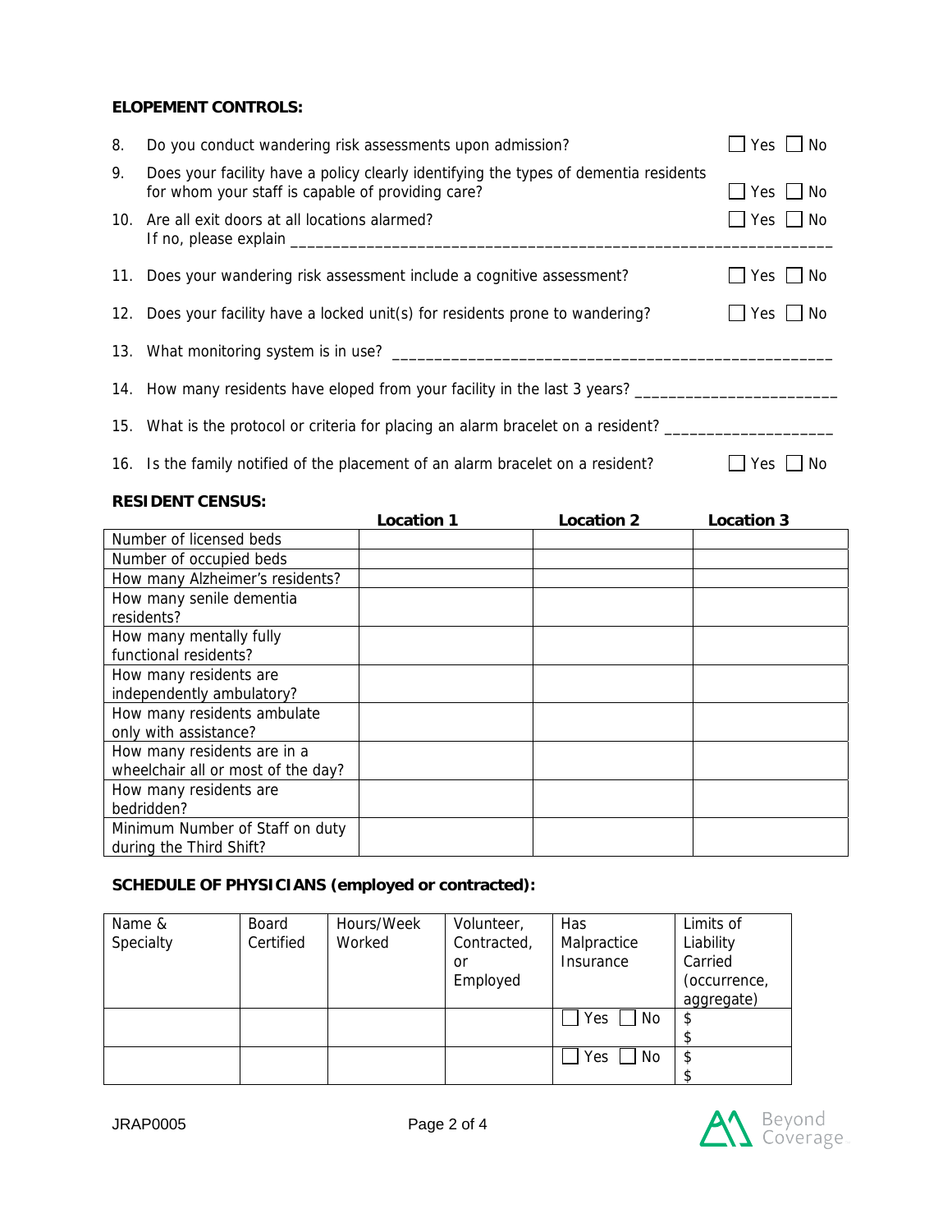**ELOPEMENT CONTROLS:**

8. Do you conduct wandering risk assessments upon admission? ☐ Yes ☐ No
9. Does your facility have a policy clearly identifying the types of dementia residents for whom your staff is capable of providing care? ☐ Yes ☐ No
10. Are all exit doors at all locations alarmed? ☐ Yes ☐ No
    If no, please explain ________________________________________________________________
11. Does your wandering risk assessment include a cognitive assessment? ☐ Yes ☐ No
12. Does your facility have a locked unit(s) for residents prone to wandering? ☐ Yes ☐ No
13. What monitoring system is in use? ____________________________________________________
14. How many residents have eloped from your facility in the last 3 years? ________________________
15. What is the protocol or criteria for placing an alarm bracelet on a resident? ____________________
16. Is the family notified of the placement of an alarm bracelet on a resident? ☐ Yes ☐ No

**RESIDENT CENSUS:**

| | Location 1 | Location 2 | Location 3 |
|---|---|---|---|
| Number of licensed beds | | | |
| Number of occupied beds | | | |
| How many Alzheimer's residents? | | | |
| How many senile dementia residents? | | | |
| How many mentally fully functional residents? | | | |
| How many residents are independently ambulatory? | | | |
| How many residents ambulate only with assistance? | | | |
| How many residents are in a wheelchair all or most of the day? | | | |
| How many residents are bedridden? | | | |
| Minimum Number of Staff on duty during the Third Shift? | | | |

**SCHEDULE OF PHYSICIANS (employed or contracted):**

| Name & Specialty | Board Certified | Hours/Week Worked | Volunteer, Contracted, or Employed | Has Malpractice Insurance | Limits of Liability Carried (occurrence, aggregate) |
|---|---|---|---|---|---|
| | | | | ☐ Yes ☐ No | \$ \$ |
| | | | | ☐ Yes ☐ No | \$ \$ |

JRAP0005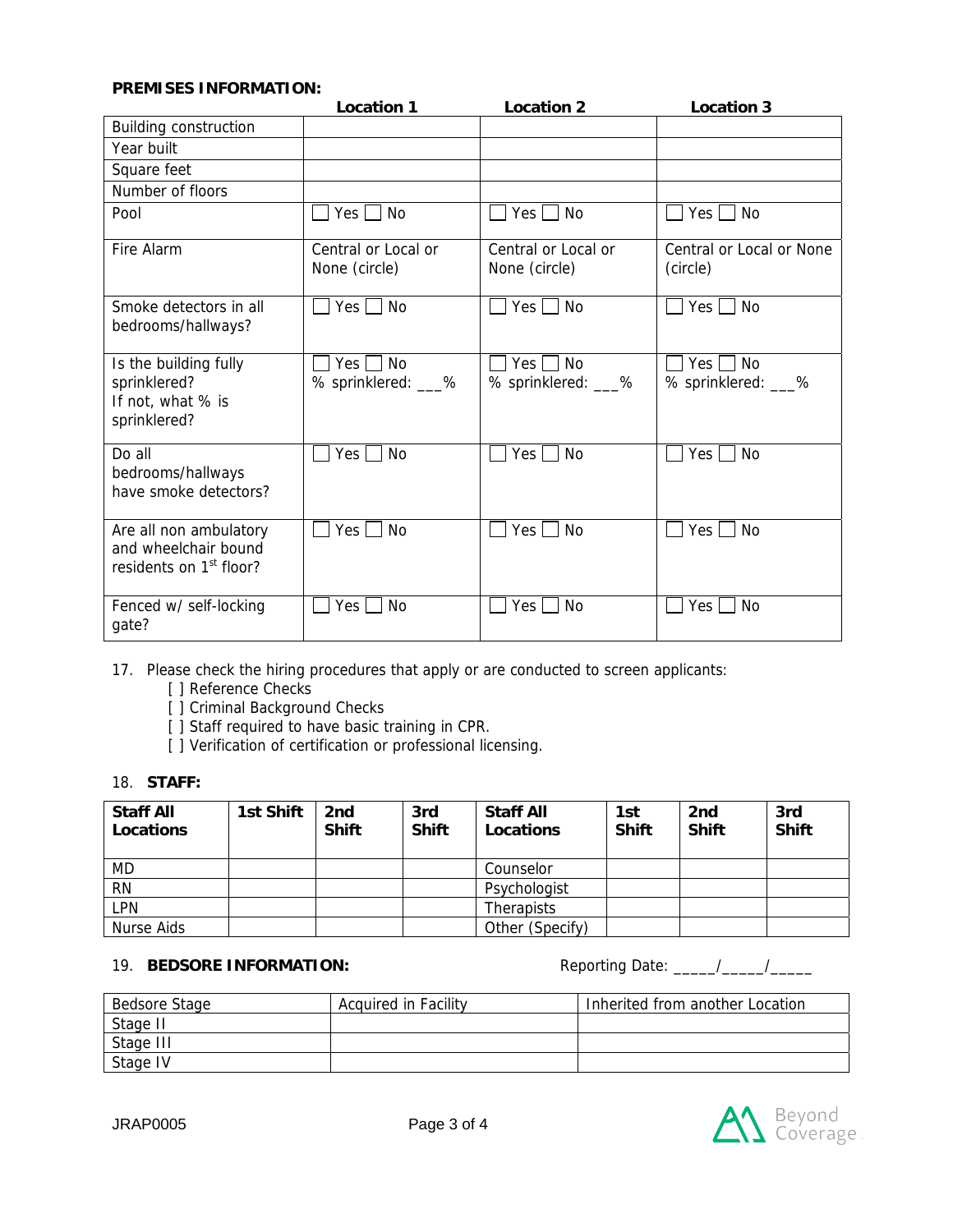**PREMISES INFORMATION:**

| | Location 1 | Location 2 | Location 3 |
|---|---|---|---|
| Building construction | | | |
| Year built | | | |
| Square feet | | | |
| Number of floors | | | |
| Pool | ☐ Yes ☐ No | ☐ Yes ☐ No | ☐ Yes ☐ No |
| Fire Alarm | Central or Local or None (circle) | Central or Local or None (circle) | Central or Local or None (circle) |
| Smoke detectors in all bedrooms/hallways? | ☐ Yes ☐ No | ☐ Yes ☐ No | ☐ Yes ☐ No |
| Is the building fully sprinklered? If not, what % is sprinklered? | ☐ Yes ☐ No % sprinklered: ___% | ☐ Yes ☐ No % sprinklered: ___% | ☐ Yes ☐ No % sprinklered: ___% |
| Do all bedrooms/hallways have smoke detectors? | ☐ Yes ☐ No | ☐ Yes ☐ No | ☐ Yes ☐ No |
| Are all non ambulatory and wheelchair bound residents on 1st floor? | ☐ Yes ☐ No | ☐ Yes ☐ No | ☐ Yes ☐ No |
| Fenced w/ self-locking gate? | ☐ Yes ☐ No | ☐ Yes ☐ No | ☐ Yes ☐ No |

17. Please check the hiring procedures that apply or are conducted to screen applicants:
    - [ ] Reference Checks
    - [ ] Criminal Background Checks
    - [ ] Staff required to have basic training in CPR.
    - [ ] Verification of certification or professional licensing.

18. **STAFF:**

| Staff All Locations | 1st Shift | 2nd Shift | 3rd Shift | Staff All Locations | 1st Shift | 2nd Shift | 3rd Shift |
|---|---|---|---|---|---|---|---|
| MD | | | | Counselor | | | |
| RN | | | | Psychologist | | | |
| LPN | | | | Therapists | | | |
| Nurse Aids | | | | Other (Specify) | | | |

19. **BEDSORE INFORMATION:** Reporting Date: _____/_____/_____

| Bedsore Stage | Acquired in Facility | Inherited from another Location |
|---|---|---|
| Stage II | | |
| Stage III | | |
| Stage IV | | |

JRAP0005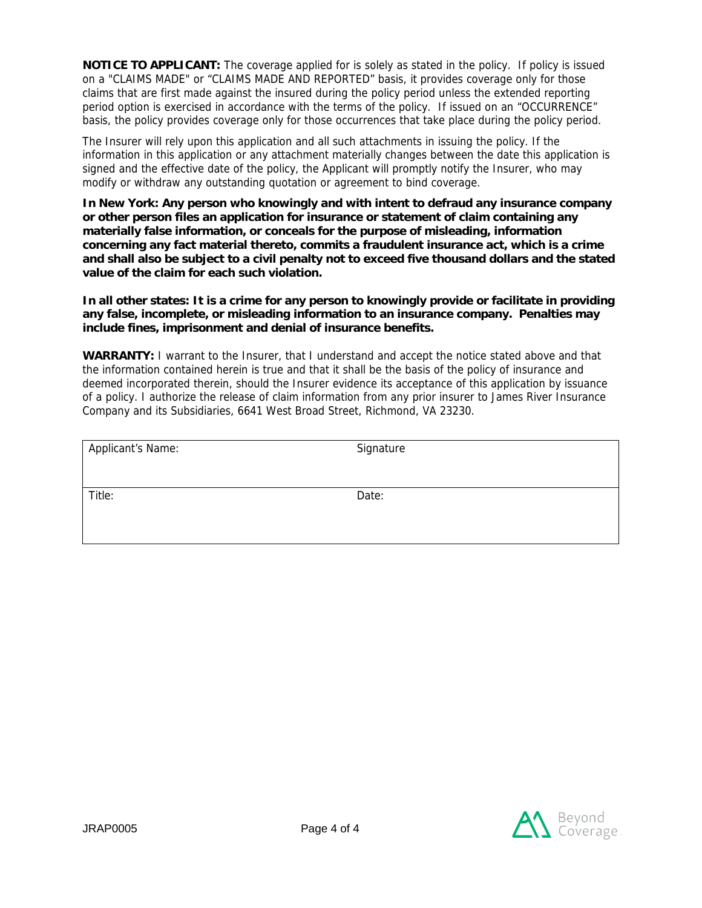**NOTICE TO APPLICANT:** The coverage applied for is solely as stated in the policy. If policy is issued on a "CLAIMS MADE" or "CLAIMS MADE AND REPORTED" basis, it provides coverage only for those claims that are first made against the insured during the policy period unless the extended reporting period option is exercised in accordance with the terms of the policy. If issued on an "OCCURRENCE" basis, the policy provides coverage only for those occurrences that take place during the policy period.

The Insurer will rely upon this application and all such attachments in issuing the policy. If the information in this application or any attachment materially changes between the date this application is signed and the effective date of the policy, the Applicant will promptly notify the Insurer, who may modify or withdraw any outstanding quotation or agreement to bind coverage.

**In New York: Any person who knowingly and with intent to defraud any insurance company or other person files an application for insurance or statement of claim containing any materially false information, or conceals for the purpose of misleading, information concerning any fact material thereto, commits a fraudulent insurance act, which is a crime and shall also be subject to a civil penalty not to exceed five thousand dollars and the stated value of the claim for each such violation.**

**In all other states: It is a crime for any person to knowingly provide or facilitate in providing any false, incomplete, or misleading information to an insurance company. Penalties may include fines, imprisonment and denial of insurance benefits.**

**WARRANTY:** I warrant to the Insurer, that I understand and accept the notice stated above and that the information contained herein is true and that it shall be the basis of the policy of insurance and deemed incorporated therein, should the Insurer evidence its acceptance of this application by issuance of a policy. I authorize the release of claim information from any prior insurer to James River Insurance Company and its Subsidiaries, 6641 West Broad Street, Richmond, VA 23230.

| | |
|---|---|
| Applicant's Name: | Signature |
| Title: | Date: |

JRAP0005

Beyond Coverage